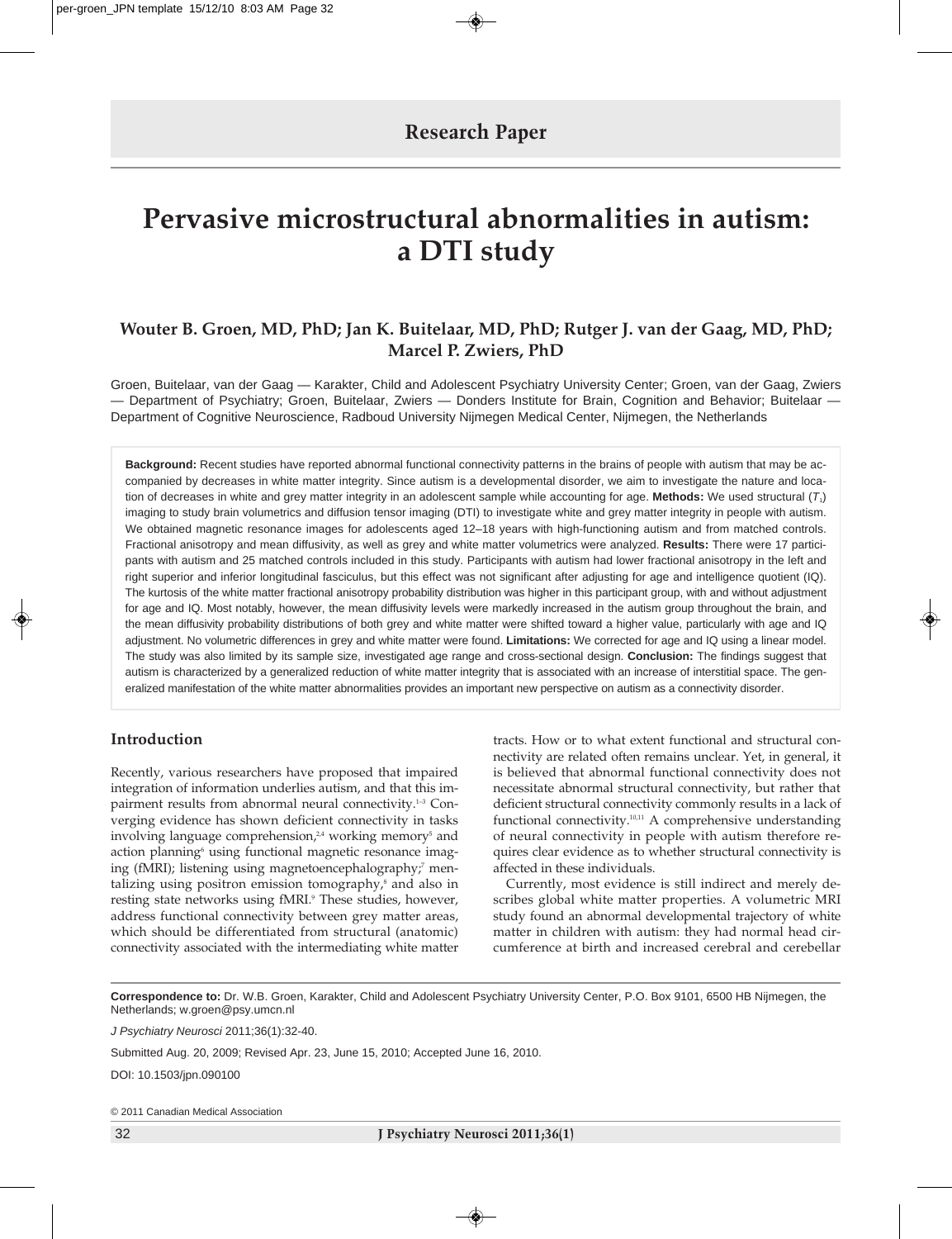**Research Paper**

# Pervasive microstructural abnormalities in autism: a DTI study

**Wouter B. Groen, MD, PhD; Jan K. Buitelaar, MD, PhD; Rutger J. van der Gaag, MD, PhD; Marcel P. Zwiers, PhD**

Groen, Buitelaar, van der Gaag — Karakter, Child and Adolescent Psychiatry University Center; Groen, van der Gaag, Zwiers — Department of Psychiatry; Groen, Buitelaar, Zwiers — Donders Institute for Brain, Cognition and Behavior; Buitelaar — Department of Cognitive Neuroscience, Radboud University Nijmegen Medical Center, Nijmegen, the Netherlands

**Background:** Recent studies have reported abnormal functional connectivity patterns in the brains of people with autism that may be accompanied by decreases in white matter integrity. Since autism is a developmental disorder, we aim to investigate the nature and location of decreases in white and grey matter integrity in an adolescent sample while accounting for age. **Methods:** We used structural ($T_1$) imaging to study brain volumetrics and diffusion tensor imaging (DTI) to investigate white and grey matter integrity in people with autism. We obtained magnetic resonance images for adolescents aged 12–18 years with high-functioning autism and from matched controls. Fractional anisotropy and mean diffusivity, as well as grey and white matter volumetrics were analyzed. **Results:** There were 17 participants with autism and 25 matched controls included in this study. Participants with autism had lower fractional anisotropy in the left and right superior and inferior longitudinal fasciculus, but this effect was not significant after adjusting for age and intelligence quotient (IQ). The kurtosis of the white matter fractional anisotropy probability distribution was higher in this participant group, with and without adjustment for age and IQ. Most notably, however, the mean diffusivity levels were markedly increased in the autism group throughout the brain, and the mean diffusivity probability distributions of both grey and white matter were shifted toward a higher value, particularly with age and IQ adjustment. No volumetric differences in grey and white matter were found. **Limitations:** We corrected for age and IQ using a linear model. The study was also limited by its sample size, investigated age range and cross-sectional design. **Conclusion:** The findings suggest that autism is characterized by a generalized reduction of white matter integrity that is associated with an increase of interstitial space. The generalized manifestation of the white matter abnormalities provides an important new perspective on autism as a connectivity disorder.

## Introduction

Recently, various researchers have proposed that impaired integration of information underlies autism, and that this impairment results from abnormal neural connectivity.[1–3] Converging evidence has shown deficient connectivity in tasks involving language comprehension,[2,4] working memory[5] and action planning[6] using functional magnetic resonance imaging (fMRI); listening using magnetoencephalography;[7] mentalizing using positron emission tomography,[8] and also in resting state networks using fMRI.[9] These studies, however, address functional connectivity between grey matter areas, which should be differentiated from structural (anatomic) connectivity associated with the intermediating white matter tracts. How or to what extent functional and structural connectivity are related often remains unclear. Yet, in general, it is believed that abnormal functional connectivity does not necessitate abnormal structural connectivity, but rather that deficient structural connectivity commonly results in a lack of functional connectivity.[10,11] A comprehensive understanding of neural connectivity in people with autism therefore requires clear evidence as to whether structural connectivity is affected in these individuals.

Currently, most evidence is still indirect and merely describes global white matter properties. A volumetric MRI study found an abnormal developmental trajectory of white matter in children with autism: they had normal head circumference at birth and increased cerebral and cerebellar

**Correspondence to:** Dr. W.B. Groen, Karakter, Child and Adolescent Psychiatry University Center, P.O. Box 9101, 6500 HB Nijmegen, the Netherlands; w.groen@psy.umcn.nl

*J Psychiatry Neurosci* 2011;36(1):32-40.

Submitted Aug. 20, 2009; Revised Apr. 23, June 15, 2010; Accepted June 16, 2010.

DOI: 10.1503/jpn.090100

© 2011 Canadian Medical Association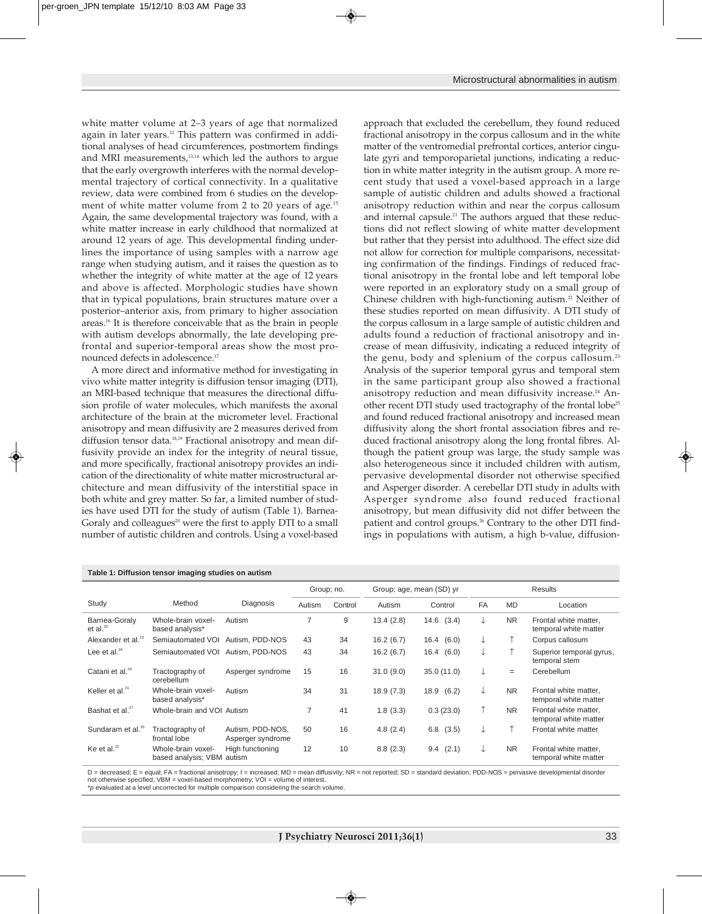white matter volume at 2–3 years of age that normalized again in later years.[12] This pattern was confirmed in additional analyses of head circumferences, postmortem findings and MRI measurements,[13,14] which led the authors to argue that the early overgrowth interferes with the normal developmental trajectory of cortical connectivity. In a qualitative review, data were combined from 6 studies on the development of white matter volume from 2 to 20 years of age.[15] Again, the same developmental trajectory was found, with a white matter increase in early childhood that normalized at around 12 years of age. This developmental finding underlines the importance of using samples with a narrow age range when studying autism, and it raises the question as to whether the integrity of white matter at the age of 12 years and above is affected. Morphologic studies have shown that in typical populations, brain structures mature over a posterior–anterior axis, from primary to higher association areas.[16] It is therefore conceivable that as the brain in people with autism develops abnormally, the late developing prefrontal and superior-temporal areas show the most pronounced defects in adolescence.[17]

A more direct and informative method for investigating in vivo white matter integrity is diffusion tensor imaging (DTI), an MRI-based technique that measures the directional diffusion profile of water molecules, which manifests the axonal architecture of the brain at the micrometer level. Fractional anisotropy and mean diffusivity are 2 measures derived from diffusion tensor data.[18,19] Fractional anisotropy and mean diffusivity provide an index for the integrity of neural tissue, and more specifically, fractional anisotropy provides an indication of the directionality of white matter microstructural architecture and mean diffusivity of the interstitial space in both white and grey matter. So far, a limited number of studies have used DTI for the study of autism (Table 1). Barnea-Goraly and colleagues[20] were the first to apply DTI to a small number of autistic children and controls. Using a voxel-based approach that excluded the cerebellum, they found reduced fractional anisotropy in the corpus callosum and in the white matter of the ventromedial prefrontal cortices, anterior cingulate gyri and temporoparietal junctions, indicating a reduction in white matter integrity in the autism group. A more recent study that used a voxel-based approach in a large sample of autistic children and adults showed a fractional anisotropy reduction within and near the corpus callosum and internal capsule.[21] The authors argued that these reductions did not reflect slowing of white matter development but rather that they persist into adulthood. The effect size did not allow for correction for multiple comparisons, necessitating confirmation of the findings. Findings of reduced fractional anisotropy in the frontal lobe and left temporal lobe were reported in an exploratory study on a small group of Chinese children with high-functioning autism.[22] Neither of these studies reported on mean diffusivity. A DTI study of the corpus callosum in a large sample of autistic children and adults found a reduction of fractional anisotropy and increase of mean diffusivity, indicating a reduced integrity of the genu, body and splenium of the corpus callosum.[23] Analysis of the superior temporal gyrus and temporal stem in the same participant group also showed a fractional anisotropy reduction and mean diffusivity increase.[24] Another recent DTI study used tractography of the frontal lobe[25] and found reduced fractional anisotropy and increased mean diffusivity along the short frontal association fibres and reduced fractional anisotropy along the long frontal fibres. Although the patient group was large, the study sample was also heterogeneous since it included children with autism, pervasive developmental disorder not otherwise specified and Asperger disorder. A cerebellar DTI study in adults with Asperger syndrome also found reduced fractional anisotropy, but mean diffusivity did not differ between the patient and control groups.[26] Contrary to the other DTI findings in populations with autism, a high b-value, diffusion-

**Table 1: Diffusion tensor imaging studies on autism**

| Study | Method | Diagnosis | Group; no. | | Group; age, mean (SD) yr | | Results | | |
|---|---|---|---|---|---|---|---|---|---|
| | | | Autism | Control | Autism | Control | FA | MD | Location |
| Barnea-Goraly et al.[20] | Whole-brain voxel-based analysis* | Autism | 7 | 9 | 13.4 (2.8) | 14.6 (3.4) | ↓ | NR | Frontal white matter, temporal white matter |
| Alexander et al.[23] | Semiautomated VOI | Autism, PDD-NOS | 43 | 34 | 16.2 (6.7) | 16.4 (6.0) | ↓ | ↑ | Corpus callosum |
| Lee et al.[24] | Semiautomated VOI | Autism, PDD-NOS | 43 | 34 | 16.2 (6.7) | 16.4 (6.0) | ↓ | ↑ | Superior temporal gyrus, temporal stem |
| Catani et al.[26] | Tractography of cerebellum | Asperger syndrome | 15 | 16 | 31.0 (9.0) | 35.0 (11.0) | ↓ | = | Cerebellum |
| Keller et al.[21] | Whole-brain voxel-based analysis* | Autism | 34 | 31 | 18.9 (7.3) | 18.9 (6.2) | ↓ | NR | Frontal white matter, temporal white matter |
| Bashat et al.[27] | Whole-brain and VOI | Autism | 7 | 41 | 1.8 (3.3) | 0.3 (23.0) | ↑ | NR | Frontal white matter, temporal white matter |
| Sundaram et al.[25] | Tractography of frontal lobe | Autism, PDD-NOS, Asperger syndrome | 50 | 16 | 4.8 (2.4) | 6.8 (3.5) | ↓ | ↑ | Frontal white matter |
| Ke et al.[22] | Whole-brain voxel-based analysis; VBM | High functioning autism | 12 | 10 | 8.8 (2.3) | 9.4 (2.1) | ↓ | NR | Frontal white matter, temporal white matter |

D = decreased; E = equal; FA = fractional anisotropy; I = increased; MD = mean diffusivity; NR = not reported; SD = standard deviation; PDD-NOS = pervasive developmental disorder not otherwise specified; VBM = voxel-based morphometry; VOI = volume of interest.
\**p* evaluated at a level uncorrected for multiple comparison considering the search volume.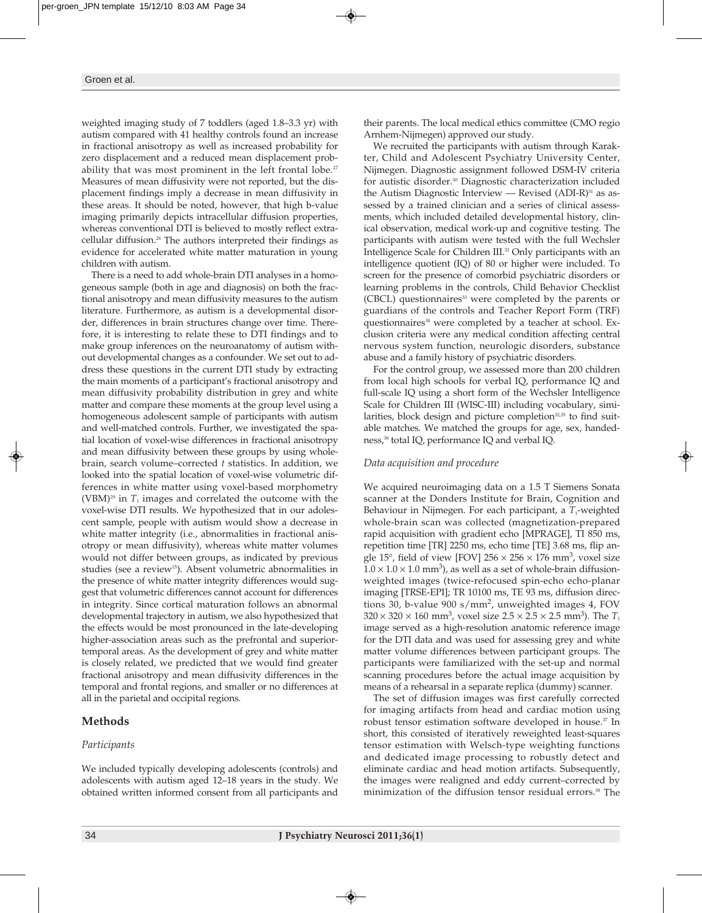weighted imaging study of 7 toddlers (aged 1.8–3.3 yr) with autism compared with 41 healthy controls found an increase in fractional anisotropy as well as increased probability for zero displacement and a reduced mean displacement probability that was most prominent in the left frontal lobe.[27] Measures of mean diffusivity were not reported, but the displacement findings imply a decrease in mean diffusivity in these areas. It should be noted, however, that high b-value imaging primarily depicts intracellular diffusion properties, whereas conventional DTI is believed to mostly reflect extracellular diffusion.[28] The authors interpreted their findings as evidence for accelerated white matter maturation in young children with autism.

There is a need to add whole-brain DTI analyses in a homogeneous sample (both in age and diagnosis) on both the fractional anisotropy and mean diffusivity measures to the autism literature. Furthermore, as autism is a developmental disorder, differences in brain structures change over time. Therefore, it is interesting to relate these to DTI findings and to make group inferences on the neuroanatomy of autism without developmental changes as a confounder. We set out to address these questions in the current DTI study by extracting the main moments of a participant's fractional anisotropy and mean diffusivity probability distribution in grey and white matter and compare these moments at the group level using a homogeneous adolescent sample of participants with autism and well-matched controls. Further, we investigated the spatial location of voxel-wise differences in fractional anisotropy and mean diffusivity between these groups by using whole-brain, search volume–corrected *t* statistics. In addition, we looked into the spatial location of voxel-wise volumetric differences in white matter using voxel-based morphometry (VBM)[29] in $T_1$ images and correlated the outcome with the voxel-wise DTI results. We hypothesized that in our adolescent sample, people with autism would show a decrease in white matter integrity (i.e., abnormalities in fractional anisotropy or mean diffusivity), whereas white matter volumes would not differ between groups, as indicated by previous studies (see a review[15]). Absent volumetric abnormalities in the presence of white matter integrity differences would suggest that volumetric differences cannot account for differences in integrity. Since cortical maturation follows an abnormal developmental trajectory in autism, we also hypothesized that the effects would be most pronounced in the late-developing higher-association areas such as the prefrontal and superior-temporal areas. As the development of grey and white matter is closely related, we predicted that we would find greater fractional anisotropy and mean diffusivity differences in the temporal and frontal regions, and smaller or no differences at all in the parietal and occipital regions.

## Methods

### *Participants*

We included typically developing adolescents (controls) and adolescents with autism aged 12–18 years in the study. We obtained written informed consent from all participants and their parents. The local medical ethics committee (CMO regio Arnhem-Nijmegen) approved our study.

We recruited the participants with autism through Karakter, Child and Adolescent Psychiatry University Center, Nijmegen. Diagnostic assignment followed DSM-IV criteria for autistic disorder.[30] Diagnostic characterization included the Autism Diagnostic Interview — Revised (ADI-R)[31] as assessed by a trained clinician and a series of clinical assessments, which included detailed developmental history, clinical observation, medical work-up and cognitive testing. The participants with autism were tested with the full Wechsler Intelligence Scale for Children III.[32] Only participants with an intelligence quotient (IQ) of 80 or higher were included. To screen for the presence of comorbid psychiatric disorders or learning problems in the controls, Child Behavior Checklist (CBCL) questionnaires[33] were completed by the parents or guardians of the controls and Teacher Report Form (TRF) questionnaires[34] were completed by a teacher at school. Exclusion criteria were any medical condition affecting central nervous system function, neurologic disorders, substance abuse and a family history of psychiatric disorders.

For the control group, we assessed more than 200 children from local high schools for verbal IQ, performance IQ and full-scale IQ using a short form of the Wechsler Intelligence Scale for Children III (WISC-III) including vocabulary, similarities, block design and picture completion[32,35] to find suitable matches. We matched the groups for age, sex, handedness,[36] total IQ, performance IQ and verbal IQ.

### *Data acquisition and procedure*

We acquired neuroimaging data on a 1.5 T Siemens Sonata scanner at the Donders Institute for Brain, Cognition and Behaviour in Nijmegen. For each participant, a $T_1$-weighted whole-brain scan was collected (magnetization-prepared rapid acquisition with gradient echo [MPRAGE], TI 850 ms, repetition time [TR] 2250 ms, echo time [TE] 3.68 ms, flip angle 15°, field of view [FOV] $256 \times 256 \times 176$ mm$^3$, voxel size $1.0 \times 1.0 \times 1.0$ mm$^3$), as well as a set of whole-brain diffusion-weighted images (twice-refocused spin-echo echo-planar imaging [TRSE-EPI]; TR 10100 ms, TE 93 ms, diffusion directions 30, b-value 900 s/mm$^2$, unweighted images 4, FOV $320 \times 320 \times 160$ mm$^3$, voxel size $2.5 \times 2.5 \times 2.5$ mm$^3$). The $T_1$ image served as a high-resolution anatomic reference image for the DTI data and was used for assessing grey and white matter volume differences between participant groups. The participants were familiarized with the set-up and normal scanning procedures before the actual image acquisition by means of a rehearsal in a separate replica (dummy) scanner.

The set of diffusion images was first carefully corrected for imaging artifacts from head and cardiac motion using robust tensor estimation software developed in house.[37] In short, this consisted of iteratively reweighted least-squares tensor estimation with Welsch-type weighting functions and dedicated image processing to robustly detect and eliminate cardiac and head motion artifacts. Subsequently, the images were realigned and eddy current–corrected by minimization of the diffusion tensor residual errors.[38] The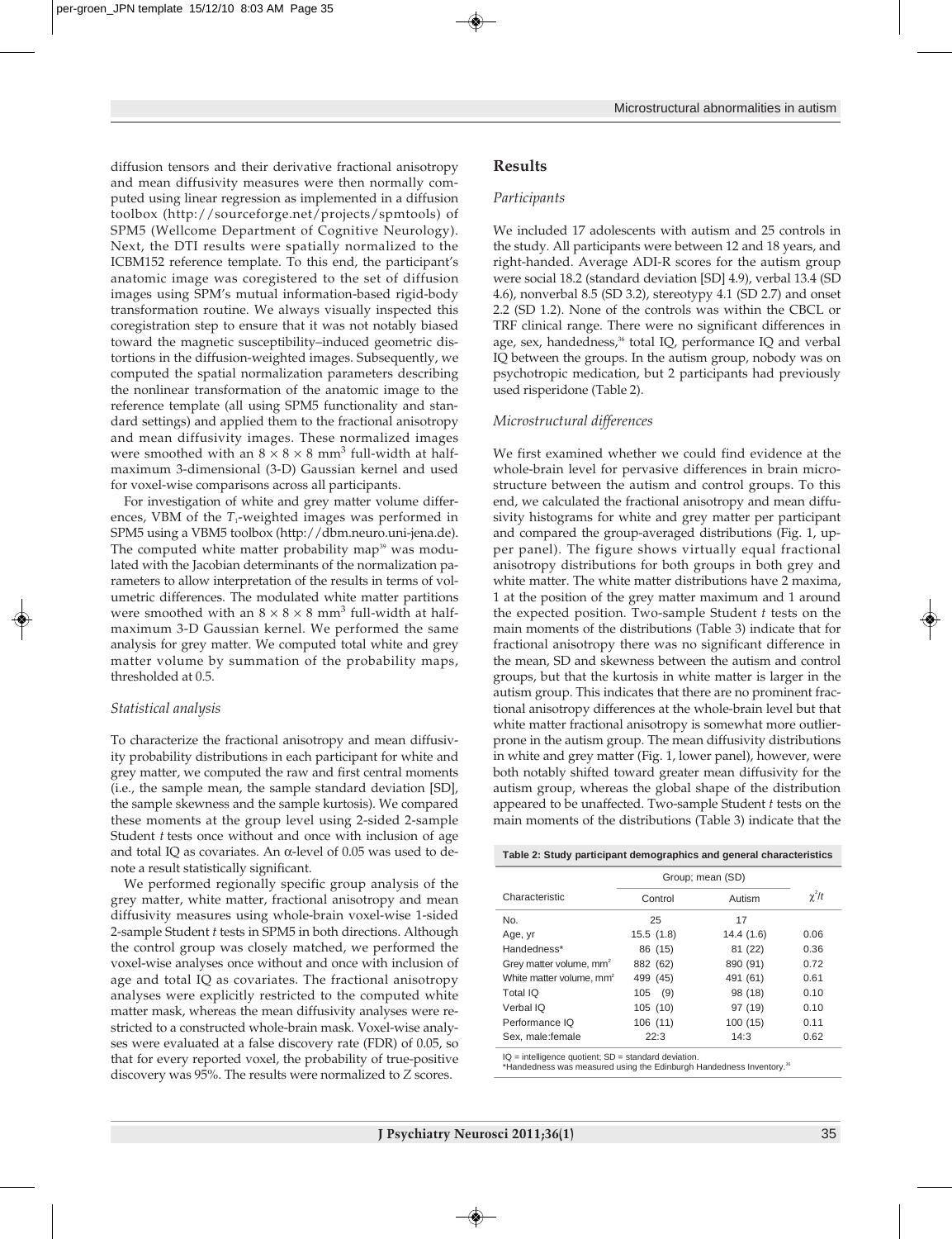diffusion tensors and their derivative fractional anisotropy and mean diffusivity measures were then normally computed using linear regression as implemented in a diffusion toolbox (http://sourceforge.net/projects/spmtools) of SPM5 (Wellcome Department of Cognitive Neurology). Next, the DTI results were spatially normalized to the ICBM152 reference template. To this end, the participant's anatomic image was coregistered to the set of diffusion images using SPM's mutual information-based rigid-body transformation routine. We always visually inspected this coregistration step to ensure that it was not notably biased toward the magnetic susceptibility–induced geometric distortions in the diffusion-weighted images. Subsequently, we computed the spatial normalization parameters describing the nonlinear transformation of the anatomic image to the reference template (all using SPM5 functionality and standard settings) and applied them to the fractional anisotropy and mean diffusivity images. These normalized images were smoothed with an $8 \times 8 \times 8$ mm$^3$ full-width at half-maximum 3-dimensional (3-D) Gaussian kernel and used for voxel-wise comparisons across all participants.

For investigation of white and grey matter volume differences, VBM of the $T_1$-weighted images was performed in SPM5 using a VBM5 toolbox (http://dbm.neuro.uni-jena.de). The computed white matter probability map[39] was modulated with the Jacobian determinants of the normalization parameters to allow interpretation of the results in terms of volumetric differences. The modulated white matter partitions were smoothed with an $8 \times 8 \times 8$ mm$^3$ full-width at half-maximum 3-D Gaussian kernel. We performed the same analysis for grey matter. We computed total white and grey matter volume by summation of the probability maps, thresholded at 0.5.

### *Statistical analysis*

To characterize the fractional anisotropy and mean diffusivity probability distributions in each participant for white and grey matter, we computed the raw and first central moments (i.e., the sample mean, the sample standard deviation [SD], the sample skewness and the sample kurtosis). We compared these moments at the group level using 2-sided 2-sample Student *t* tests once without and once with inclusion of age and total IQ as covariates. An $\alpha$-level of 0.05 was used to denote a result statistically significant.

We performed regionally specific group analysis of the grey matter, white matter, fractional anisotropy and mean diffusivity measures using whole-brain voxel-wise 1-sided 2-sample Student *t* tests in SPM5 in both directions. Although the control group was closely matched, we performed the voxel-wise analyses once without and once with inclusion of age and total IQ as covariates. The fractional anisotropy analyses were explicitly restricted to the computed white matter mask, whereas the mean diffusivity analyses were restricted to a constructed whole-brain mask. Voxel-wise analyses were evaluated at a false discovery rate (FDR) of 0.05, so that for every reported voxel, the probability of true-positive discovery was 95%. The results were normalized to *Z* scores.

## Results

### *Participants*

We included 17 adolescents with autism and 25 controls in the study. All participants were between 12 and 18 years, and right-handed. Average ADI-R scores for the autism group were social 18.2 (standard deviation [SD] 4.9), verbal 13.4 (SD 4.6), nonverbal 8.5 (SD 3.2), stereotypy 4.1 (SD 2.7) and onset 2.2 (SD 1.2). None of the controls was within the CBCL or TRF clinical range. There were no significant differences in age, sex, handedness,[36] total IQ, performance IQ and verbal IQ between the groups. In the autism group, nobody was on psychotropic medication, but 2 participants had previously used risperidone (Table 2).

### *Microstructural differences*

We first examined whether we could find evidence at the whole-brain level for pervasive differences in brain microstructure between the autism and control groups. To this end, we calculated the fractional anisotropy and mean diffusivity histograms for white and grey matter per participant and compared the group-averaged distributions (Fig. 1, upper panel). The figure shows virtually equal fractional anisotropy distributions for both groups in both grey and white matter. The white matter distributions have 2 maxima, 1 at the position of the grey matter maximum and 1 around the expected position. Two-sample Student *t* tests on the main moments of the distributions (Table 3) indicate that for fractional anisotropy there was no significant difference in the mean, SD and skewness between the autism and control groups, but that the kurtosis in white matter is larger in the autism group. This indicates that there are no prominent fractional anisotropy differences at the whole-brain level but that white matter fractional anisotropy is somewhat more outlier-prone in the autism group. The mean diffusivity distributions in white and grey matter (Fig. 1, lower panel), however, were both notably shifted toward greater mean diffusivity for the autism group, whereas the global shape of the distribution appeared to be unaffected. Two-sample Student *t* tests on the main moments of the distributions (Table 3) indicate that the

**Table 2: Study participant demographics and general characteristics**

| Characteristic | Group; mean (SD) | | $\chi^2/t$ |
|---|---|---|---|
| | Control | Autism | |
| No. | 25 | 17 | |
| Age, yr | 15.5 (1.8) | 14.4 (1.6) | 0.06 |
| Handedness* | 86 (15) | 81 (22) | 0.36 |
| Grey matter volume, mm$^2$ | 882 (62) | 890 (91) | 0.72 |
| White matter volume, mm$^2$ | 499 (45) | 491 (61) | 0.61 |
| Total IQ | 105 (9) | 98 (18) | 0.10 |
| Verbal IQ | 105 (10) | 97 (19) | 0.10 |
| Performance IQ | 106 (11) | 100 (15) | 0.11 |
| Sex, male:female | 22:3 | 14:3 | 0.62 |

IQ = intelligence quotient; SD = standard deviation.
*Handedness was measured using the Edinburgh Handedness Inventory.[36]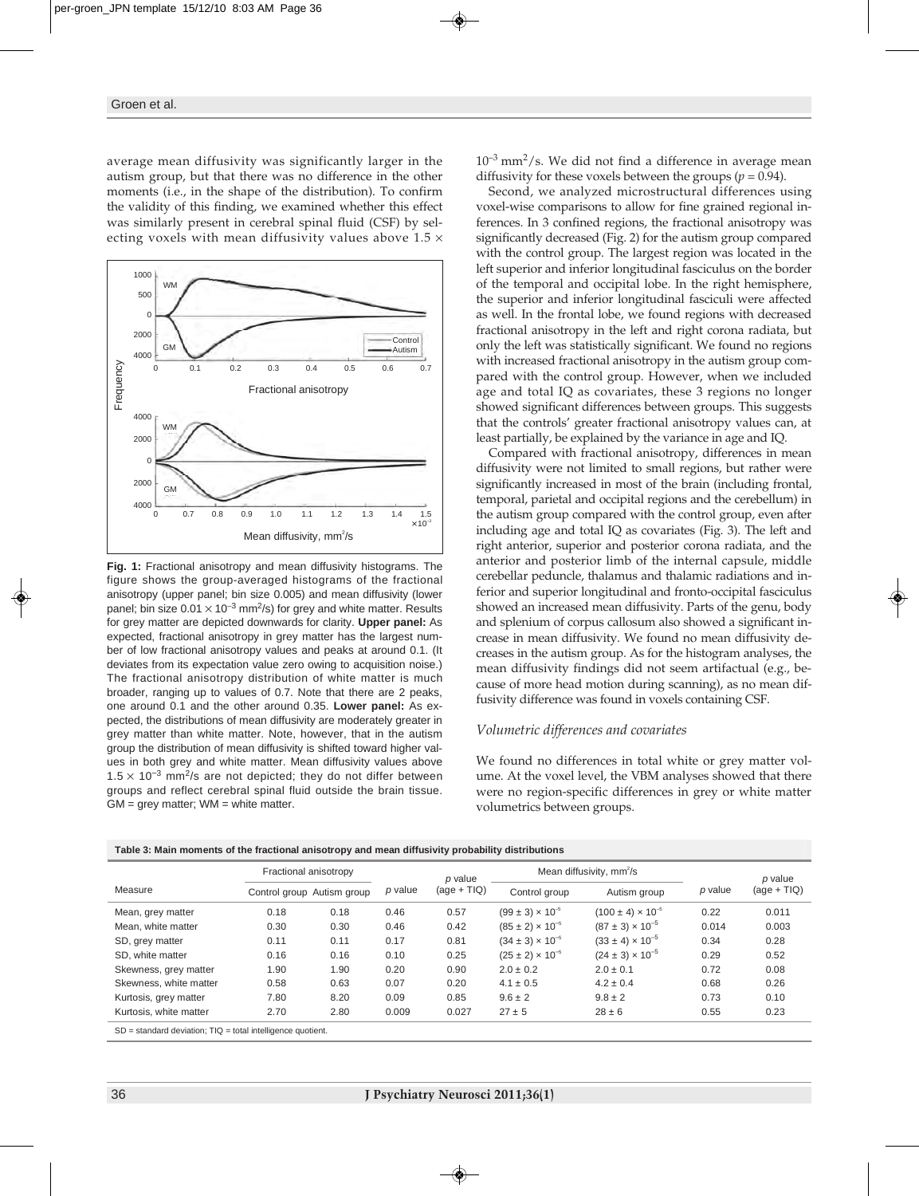average mean diffusivity was significantly larger in the autism group, but that there was no difference in the other moments (i.e., in the shape of the distribution). To confirm the validity of this finding, we examined whether this effect was similarly present in cerebral spinal fluid (CSF) by selecting voxels with mean diffusivity values above $1.5 \times 10^{-3}$ mm²/s. We did not find a difference in average mean diffusivity for these voxels between the groups ($p = 0.94$).

Fig. 1: Fractional anisotropy and mean diffusivity histograms. The figure shows the group-averaged histograms of the fractional anisotropy (upper panel; bin size 0.005) and mean diffusivity (lower panel; bin size $0.01 \times 10^{-3}$ mm²/s) for grey and white matter. Results for grey matter are depicted downwards for clarity. **Upper panel:** As expected, fractional anisotropy in grey matter has the largest number of low fractional anisotropy values and peaks at around 0.1. (It deviates from its expectation value zero owing to acquisition noise.) The fractional anisotropy distribution of white matter is much broader, ranging up to values of 0.7. Note that there are 2 peaks, one around 0.1 and the other around 0.35. **Lower panel:** As expected, the distributions of mean diffusivity are moderately greater in grey matter than white matter. Note, however, that in the autism group the distribution of mean diffusivity is shifted toward higher values in both grey and white matter. Mean diffusivity values above $1.5 \times 10^{-3}$ mm²/s are not depicted; they do not differ between groups and reflect cerebral spinal fluid outside the brain tissue. GM = grey matter; WM = white matter.

Second, we analyzed microstructural differences using voxel-wise comparisons to allow for fine grained regional inferences. In 3 confined regions, the fractional anisotropy was significantly decreased (Fig. 2) for the autism group compared with the control group. The largest region was located in the left superior and inferior longitudinal fasciculus on the border of the temporal and occipital lobe. In the right hemisphere, the superior and inferior longitudinal fasciculi were affected as well. In the frontal lobe, we found regions with decreased fractional anisotropy in the left and right corona radiata, but only the left was statistically significant. We found no regions with increased fractional anisotropy in the autism group compared with the control group. However, when we included age and total IQ as covariates, these 3 regions no longer showed significant differences between groups. This suggests that the controls' greater fractional anisotropy values can, at least partially, be explained by the variance in age and IQ.

Compared with fractional anisotropy, differences in mean diffusivity were not limited to small regions, but rather were significantly increased in most of the brain (including frontal, temporal, parietal and occipital regions and the cerebellum) in the autism group compared with the control group, even after including age and total IQ as covariates (Fig. 3). The left and right anterior, superior and posterior corona radiata, and the anterior and posterior limb of the internal capsule, middle cerebellar peduncle, thalamus and thalamic radiations and inferior and superior longitudinal and fronto-occipital fasciculus showed an increased mean diffusivity. Parts of the genu, body and splenium of corpus callosum also showed a significant increase in mean diffusivity. We found no mean diffusivity decreases in the autism group. As for the histogram analyses, the mean diffusivity findings did not seem artifactual (e.g., because of more head motion during scanning), as no mean diffusivity difference was found in voxels containing CSF.

### *Volumetric differences and covariates*

We found no differences in total white or grey matter volume. At the voxel level, the VBM analyses showed that there were no region-specific differences in grey or white matter volumetrics between groups.

**Table 3: Main moments of the fractional anisotropy and mean diffusivity probability distributions**

| Measure | Fractional anisotropy | | *p* value | *p* value (age + TIQ) | Mean diffusivity, mm²/s | | *p* value | *p* value (age + TIQ) |
|---|---|---|---|---|---|---|---|---|
| | Control group | Autism group | | | Control group | Autism group | | |
| Mean, grey matter | 0.18 | 0.18 | 0.46 | 0.57 | $(99 \pm 3) \times 10^{-5}$ | $(100 \pm 4) \times 10^{-5}$ | 0.22 | 0.011 |
| Mean, white matter | 0.30 | 0.30 | 0.46 | 0.42 | $(85 \pm 2) \times 10^{-5}$ | $(87 \pm 3) \times 10^{-5}$ | 0.014 | 0.003 |
| SD, grey matter | 0.11 | 0.11 | 0.17 | 0.81 | $(34 \pm 3) \times 10^{-5}$ | $(33 \pm 4) \times 10^{-5}$ | 0.34 | 0.28 |
| SD, white matter | 0.16 | 0.16 | 0.10 | 0.25 | $(25 \pm 2) \times 10^{-5}$ | $(24 \pm 3) \times 10^{-5}$ | 0.29 | 0.52 |
| Skewness, grey matter | 1.90 | 1.90 | 0.20 | 0.90 | $2.0 \pm 0.2$ | $2.0 \pm 0.1$ | 0.72 | 0.08 |
| Skewness, white matter | 0.58 | 0.63 | 0.07 | 0.20 | $4.1 \pm 0.5$ | $4.2 \pm 0.4$ | 0.68 | 0.26 |
| Kurtosis, grey matter | 7.80 | 8.20 | 0.09 | 0.85 | $9.6 \pm 2$ | $9.8 \pm 2$ | 0.73 | 0.10 |
| Kurtosis, white matter | 2.70 | 2.80 | 0.009 | 0.027 | $27 \pm 5$ | $28 \pm 6$ | 0.55 | 0.23 |

SD = standard deviation; TIQ = total intelligence quotient.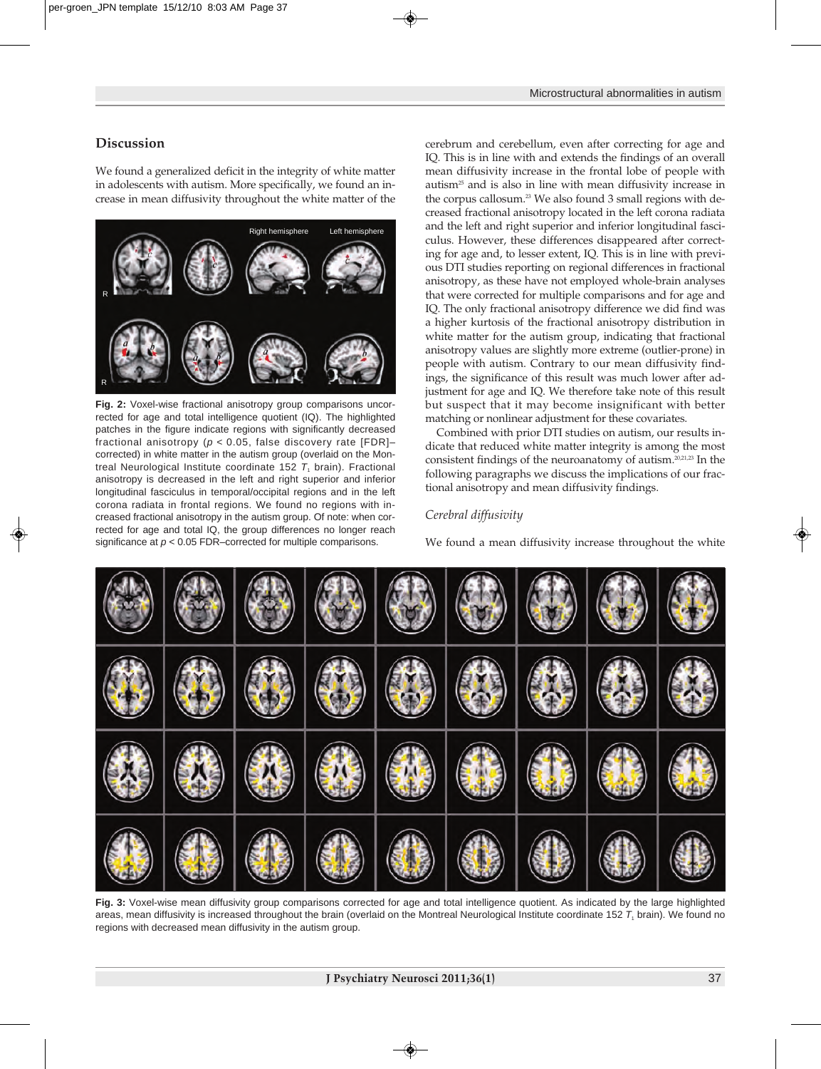## Discussion

We found a generalized deficit in the integrity of white matter in adolescents with autism. More specifically, we found an increase in mean diffusivity throughout the white matter of the cerebrum and cerebellum, even after correcting for age and IQ. This is in line with and extends the findings of an overall mean diffusivity increase in the frontal lobe of people with autism[25] and is also in line with mean diffusivity increase in the corpus callosum.[23] We also found 3 small regions with decreased fractional anisotropy located in the left corona radiata and the left and right superior and inferior longitudinal fasciculus. However, these differences disappeared after correcting for age and, to lesser extent, IQ. This is in line with previous DTI studies reporting on regional differences in fractional anisotropy, as these have not employed whole-brain analyses that were corrected for multiple comparisons and for age and IQ. The only fractional anisotropy difference we did find was a higher kurtosis of the fractional anisotropy distribution in white matter for the autism group, indicating that fractional anisotropy values are slightly more extreme (outlier-prone) in people with autism. Contrary to our mean diffusivity findings, the significance of this result was much lower after adjustment for age and IQ. We therefore take note of this result but suspect that it may become insignificant with better matching or nonlinear adjustment for these covariates.

Combined with prior DTI studies on autism, our results indicate that reduced white matter integrity is among the most consistent findings of the neuroanatomy of autism.[20,21,23] In the following paragraphs we discuss the implications of our fractional anisotropy and mean diffusivity findings.

**Fig. 2:** Voxel-wise fractional anisotropy group comparisons uncorrected for age and total intelligence quotient (IQ). The highlighted patches in the figure indicate regions with significantly decreased fractional anisotropy ($p < 0.05$, false discovery rate [FDR]–corrected) in white matter in the autism group (overlaid on the Montreal Neurological Institute coordinate 152 $T_1$ brain). Fractional anisotropy is decreased in the left and right superior and inferior longitudinal fasciculus in temporal/occipital regions and in the left corona radiata in frontal regions. We found no regions with increased fractional anisotropy in the autism group. Of note: when corrected for age and total IQ, the group differences no longer reach significance at $p < 0.05$ FDR–corrected for multiple comparisons.

### *Cerebral diffusivity*

We found a mean diffusivity increase throughout the white

**Fig. 3:** Voxel-wise mean diffusivity group comparisons corrected for age and total intelligence quotient. As indicated by the large highlighted areas, mean diffusivity is increased throughout the brain (overlaid on the Montreal Neurological Institute coordinate 152 $T_1$ brain). We found no regions with decreased mean diffusivity in the autism group.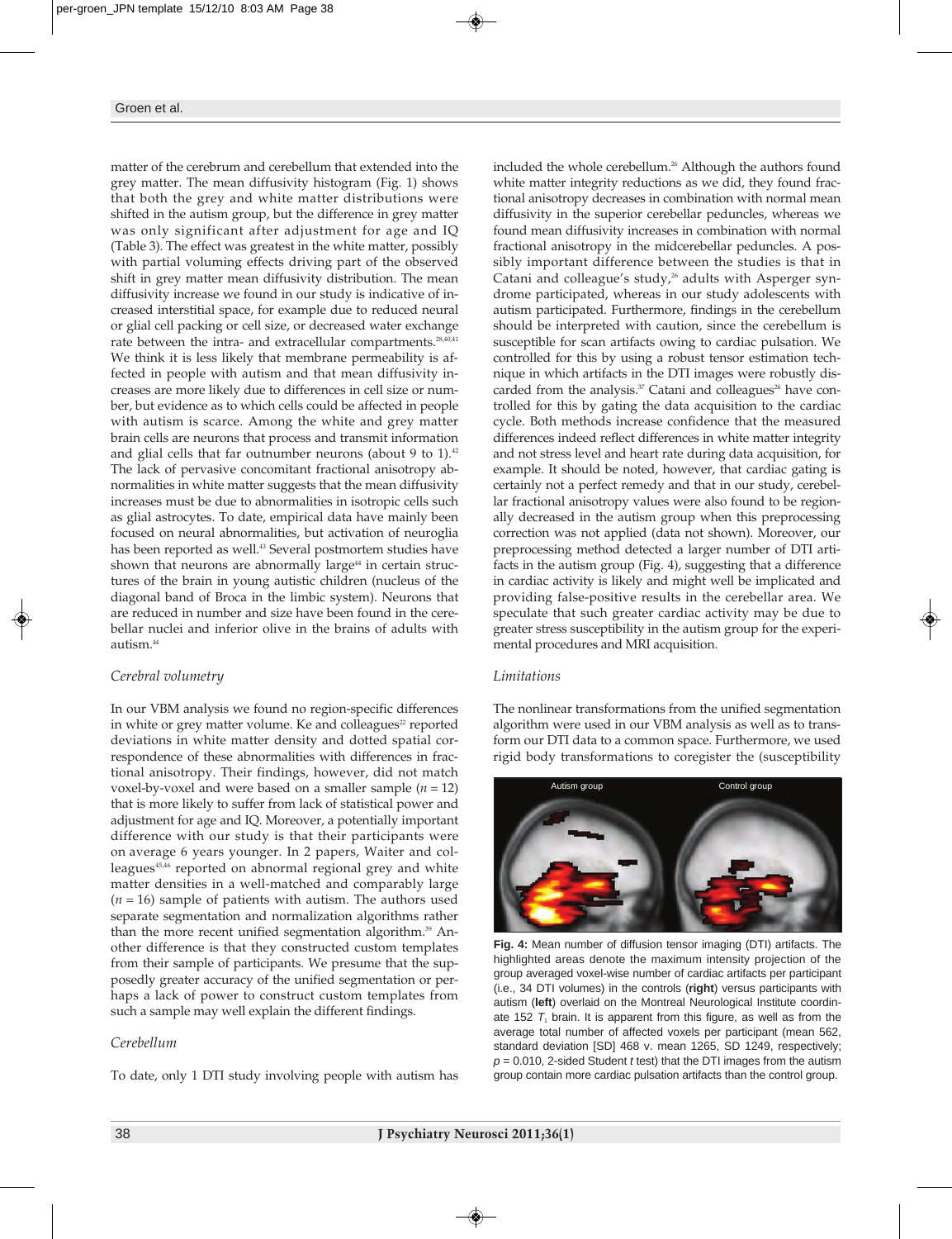matter of the cerebrum and cerebellum that extended into the grey matter. The mean diffusivity histogram (Fig. 1) shows that both the grey and white matter distributions were shifted in the autism group, but the difference in grey matter was only significant after adjustment for age and IQ (Table 3). The effect was greatest in the white matter, possibly with partial voluming effects driving part of the observed shift in grey matter mean diffusivity distribution. The mean diffusivity increase we found in our study is indicative of increased interstitial space, for example due to reduced neural or glial cell packing or cell size, or decreased water exchange rate between the intra- and extracellular compartments.[28,40,41] We think it is less likely that membrane permeability is affected in people with autism and that mean diffusivity increases are more likely due to differences in cell size or number, but evidence as to which cells could be affected in people with autism is scarce. Among the white and grey matter brain cells are neurons that process and transmit information and glial cells that far outnumber neurons (about 9 to 1).[42] The lack of pervasive concomitant fractional anisotropy abnormalities in white matter suggests that the mean diffusivity increases must be due to abnormalities in isotropic cells such as glial astrocytes. To date, empirical data have mainly been focused on neural abnormalities, but activation of neuroglia has been reported as well.[43] Several postmortem studies have shown that neurons are abnormally large[44] in certain structures of the brain in young autistic children (nucleus of the diagonal band of Broca in the limbic system). Neurons that are reduced in number and size have been found in the cerebellar nuclei and inferior olive in the brains of adults with autism.[44]

### *Cerebral volumetry*

In our VBM analysis we found no region-specific differences in white or grey matter volume. Ke and colleagues[22] reported deviations in white matter density and dotted spatial correspondence of these abnormalities with differences in fractional anisotropy. Their findings, however, did not match voxel-by-voxel and were based on a smaller sample ($n = 12$) that is more likely to suffer from lack of statistical power and adjustment for age and IQ. Moreover, a potentially important difference with our study is that their participants were on average 6 years younger. In 2 papers, Waiter and colleagues[45,46] reported on abnormal regional grey and white matter densities in a well-matched and comparably large ($n = 16$) sample of patients with autism. The authors used separate segmentation and normalization algorithms rather than the more recent unified segmentation algorithm.[39] Another difference is that they constructed custom templates from their sample of participants. We presume that the supposedly greater accuracy of the unified segmentation or perhaps a lack of power to construct custom templates from such a sample may well explain the different findings.

### *Cerebellum*

To date, only 1 DTI study involving people with autism has included the whole cerebellum.[26] Although the authors found white matter integrity reductions as we did, they found fractional anisotropy decreases in combination with normal mean diffusivity in the superior cerebellar peduncles, whereas we found mean diffusivity increases in combination with normal fractional anisotropy in the midcerebellar peduncles. A possibly important difference between the studies is that in Catani and colleague's study,[26] adults with Asperger syndrome participated, whereas in our study adolescents with autism participated. Furthermore, findings in the cerebellum should be interpreted with caution, since the cerebellum is susceptible for scan artifacts owing to cardiac pulsation. We controlled for this by using a robust tensor estimation technique in which artifacts in the DTI images were robustly discarded from the analysis.[37] Catani and colleagues[26] have controlled for this by gating the data acquisition to the cardiac cycle. Both methods increase confidence that the measured differences indeed reflect differences in white matter integrity and not stress level and heart rate during data acquisition, for example. It should be noted, however, that cardiac gating is certainly not a perfect remedy and that in our study, cerebellar fractional anisotropy values were also found to be regionally decreased in the autism group when this preprocessing correction was not applied (data not shown). Moreover, our preprocessing method detected a larger number of DTI artifacts in the autism group (Fig. 4), suggesting that a difference in cardiac activity is likely and might well be implicated and providing false-positive results in the cerebellar area. We speculate that such greater cardiac activity may be due to greater stress susceptibility in the autism group for the experimental procedures and MRI acquisition.

### *Limitations*

The nonlinear transformations from the unified segmentation algorithm were used in our VBM analysis as well as to transform our DTI data to a common space. Furthermore, we used rigid body transformations to coregister the (susceptibility

**Fig. 4:** Mean number of diffusion tensor imaging (DTI) artifacts. The highlighted areas denote the maximum intensity projection of the group averaged voxel-wise number of cardiac artifacts per participant (i.e., 34 DTI volumes) in the controls (**right**) versus participants with autism (**left**) overlaid on the Montreal Neurological Institute coordinate 152 $T_1$ brain. It is apparent from this figure, as well as from the average total number of affected voxels per participant (mean 562, standard deviation [SD] 468 v. mean 1265, SD 1249, respectively; $p = 0.010$, 2-sided Student $t$ test) that the DTI images from the autism group contain more cardiac pulsation artifacts than the control group.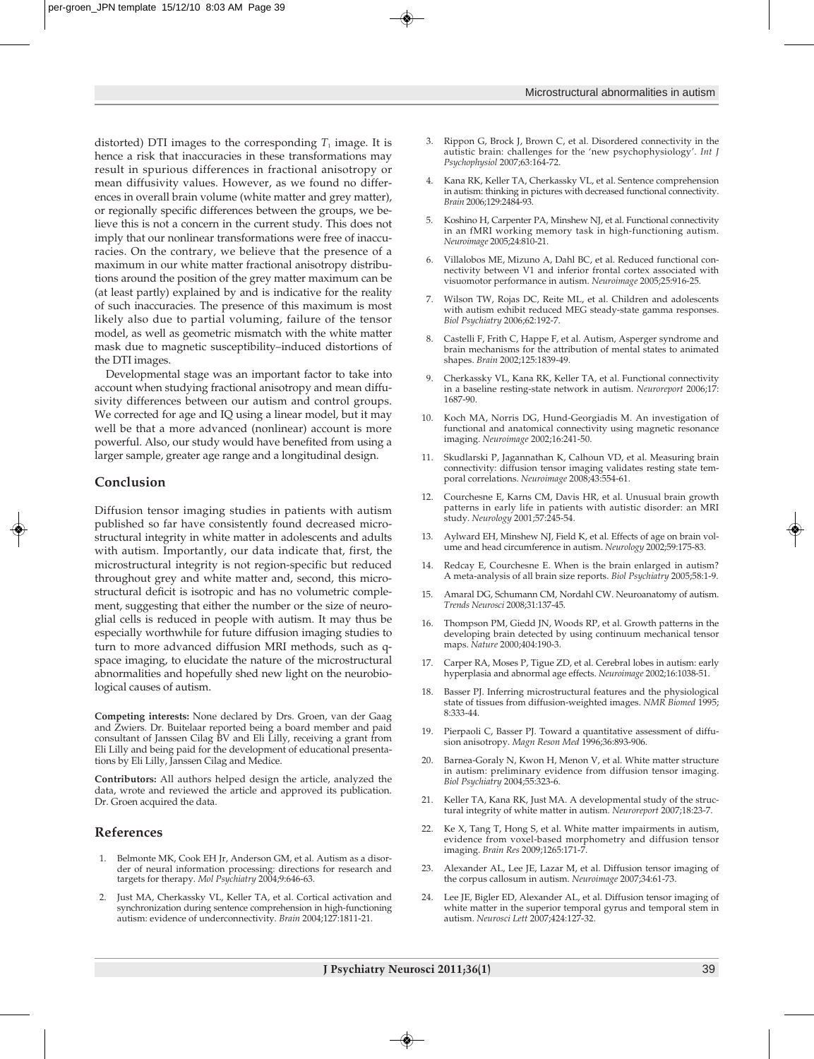distorted) DTI images to the corresponding $T_1$ image. It is hence a risk that inaccuracies in these transformations may result in spurious differences in fractional anisotropy or mean diffusivity values. However, as we found no differences in overall brain volume (white matter and grey matter), or regionally specific differences between the groups, we believe this is not a concern in the current study. This does not imply that our nonlinear transformations were free of inaccuracies. On the contrary, we believe that the presence of a maximum in our white matter fractional anisotropy distributions around the position of the grey matter maximum can be (at least partly) explained by and is indicative for the reality of such inaccuracies. The presence of this maximum is most likely also due to partial voluming, failure of the tensor model, as well as geometric mismatch with the white matter mask due to magnetic susceptibility–induced distortions of the DTI images.

Developmental stage was an important factor to take into account when studying fractional anisotropy and mean diffusivity differences between our autism and control groups. We corrected for age and IQ using a linear model, but it may well be that a more advanced (nonlinear) account is more powerful. Also, our study would have benefited from using a larger sample, greater age range and a longitudinal design.

## Conclusion

Diffusion tensor imaging studies in patients with autism published so far have consistently found decreased microstructural integrity in white matter in adolescents and adults with autism. Importantly, our data indicate that, first, the microstructural integrity is not region-specific but reduced throughout grey and white matter and, second, this microstructural deficit is isotropic and has no volumetric complement, suggesting that either the number or the size of neuroglial cells is reduced in people with autism. It may thus be especially worthwhile for future diffusion imaging studies to turn to more advanced diffusion MRI methods, such as q-space imaging, to elucidate the nature of the microstructural abnormalities and hopefully shed new light on the neurobiological causes of autism.

**Competing interests:** None declared by Drs. Groen, van der Gaag and Zwiers. Dr. Buitelaar reported being a board member and paid consultant of Janssen Cilag BV and Eli Lilly, receiving a grant from Eli Lilly and being paid for the development of educational presentations by Eli Lilly, Janssen Cilag and Medice.

**Contributors:** All authors helped design the article, analyzed the data, wrote and reviewed the article and approved its publication. Dr. Groen acquired the data.

## References

1. Belmonte MK, Cook EH Jr, Anderson GM, et al. Autism as a disorder of neural information processing: directions for research and targets for therapy. *Mol Psychiatry* 2004;9:646-63.
2. Just MA, Cherkassky VL, Keller TA, et al. Cortical activation and synchronization during sentence comprehension in high-functioning autism: evidence of underconnectivity. *Brain* 2004;127:1811-21.
3. Rippon G, Brock J, Brown C, et al. Disordered connectivity in the autistic brain: challenges for the 'new psychophysiology'. *Int J Psychophysiol* 2007;63:164-72.
4. Kana RK, Keller TA, Cherkassky VL, et al. Sentence comprehension in autism: thinking in pictures with decreased functional connectivity. *Brain* 2006;129:2484-93.
5. Koshino H, Carpenter PA, Minshew NJ, et al. Functional connectivity in an fMRI working memory task in high-functioning autism. *Neuroimage* 2005;24:810-21.
6. Villalobos ME, Mizuno A, Dahl BC, et al. Reduced functional connectivity between V1 and inferior frontal cortex associated with visuomotor performance in autism. *Neuroimage* 2005;25:916-25.
7. Wilson TW, Rojas DC, Reite ML, et al. Children and adolescents with autism exhibit reduced MEG steady-state gamma responses. *Biol Psychiatry* 2006;62:192-7.
8. Castelli F, Frith C, Happe F, et al. Autism, Asperger syndrome and brain mechanisms for the attribution of mental states to animated shapes. *Brain* 2002;125:1839-49.
9. Cherkassky VL, Kana RK, Keller TA, et al. Functional connectivity in a baseline resting-state network in autism. *Neuroreport* 2006;17:1687-90.
10. Koch MA, Norris DG, Hund-Georgiadis M. An investigation of functional and anatomical connectivity using magnetic resonance imaging. *Neuroimage* 2002;16:241-50.
11. Skudlarski P, Jagannathan K, Calhoun VD, et al. Measuring brain connectivity: diffusion tensor imaging validates resting state temporal correlations. *Neuroimage* 2008;43:554-61.
12. Courchesne E, Karns CM, Davis HR, et al. Unusual brain growth patterns in early life in patients with autistic disorder: an MRI study. *Neurology* 2001;57:245-54.
13. Aylward EH, Minshew NJ, Field K, et al. Effects of age on brain volume and head circumference in autism. *Neurology* 2002;59:175-83.
14. Redcay E, Courchesne E. When is the brain enlarged in autism? A meta-analysis of all brain size reports. *Biol Psychiatry* 2005;58:1-9.
15. Amaral DG, Schumann CM, Nordahl CW. Neuroanatomy of autism. *Trends Neurosci* 2008;31:137-45.
16. Thompson PM, Giedd JN, Woods RP, et al. Growth patterns in the developing brain detected by using continuum mechanical tensor maps. *Nature* 2000;404:190-3.
17. Carper RA, Moses P, Tigue ZD, et al. Cerebral lobes in autism: early hyperplasia and abnormal age effects. *Neuroimage* 2002;16:1038-51.
18. Basser PJ. Inferring microstructural features and the physiological state of tissues from diffusion-weighted images. *NMR Biomed* 1995;8:333-44.
19. Pierpaoli C, Basser PJ. Toward a quantitative assessment of diffusion anisotropy. *Magn Reson Med* 1996;36:893-906.
20. Barnea-Goraly N, Kwon H, Menon V, et al. White matter structure in autism: preliminary evidence from diffusion tensor imaging. *Biol Psychiatry* 2004;55:323-6.
21. Keller TA, Kana RK, Just MA. A developmental study of the structural integrity of white matter in autism. *Neuroreport* 2007;18:23-7.
22. Ke X, Tang T, Hong S, et al. White matter impairments in autism, evidence from voxel-based morphometry and diffusion tensor imaging. *Brain Res* 2009;1265:171-7.
23. Alexander AL, Lee JE, Lazar M, et al. Diffusion tensor imaging of the corpus callosum in autism. *Neuroimage* 2007;34:61-73.
24. Lee JE, Bigler ED, Alexander AL, et al. Diffusion tensor imaging of white matter in the superior temporal gyrus and temporal stem in autism. *Neurosci Lett* 2007;424:127-32.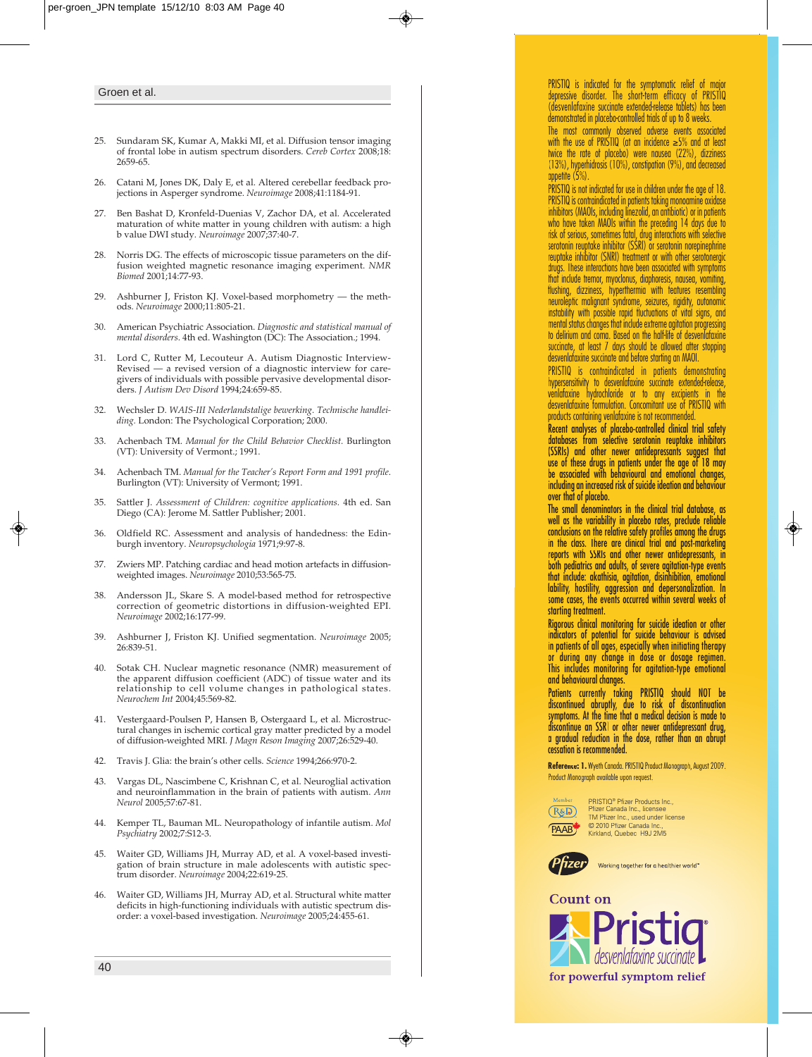25. Sundaram SK, Kumar A, Makki MI, et al. Diffusion tensor imaging of frontal lobe in autism spectrum disorders. *Cereb Cortex* 2008;18:2659-65.
26. Catani M, Jones DK, Daly E, et al. Altered cerebellar feedback projections in Asperger syndrome. *Neuroimage* 2008;41:1184-91.
27. Ben Bashat D, Kronfeld-Duenias V, Zachor DA, et al. Accelerated maturation of white matter in young children with autism: a high b value DWI study. *Neuroimage* 2007;37:40-7.
28. Norris DG. The effects of microscopic tissue parameters on the diffusion weighted magnetic resonance imaging experiment. *NMR Biomed* 2001;14:77-93.
29. Ashburner J, Friston KJ. Voxel-based morphometry — the methods. *Neuroimage* 2000;11:805-21.
30. American Psychiatric Association. *Diagnostic and statistical manual of mental disorders*. 4th ed. Washington (DC): The Association.; 1994.
31. Lord C, Rutter M, Lecouteur A. Autism Diagnostic Interview-Revised — a revised version of a diagnostic interview for caregivers of individuals with possible pervasive developmental disorders. *J Autism Dev Disord* 1994;24:659-85.
32. Wechsler D. *WAIS-III Nederlandstalige bewerking. Technische handleiding.* London: The Psychological Corporation; 2000.
33. Achenbach TM. *Manual for the Child Behavior Checklist.* Burlington (VT): University of Vermont.; 1991.
34. Achenbach TM. *Manual for the Teacher's Report Form and 1991 profile.* Burlington (VT): University of Vermont; 1991.
35. Sattler J. *Assessment of Children: cognitive applications.* 4th ed. San Diego (CA): Jerome M. Sattler Publisher; 2001.
36. Oldfield RC. Assessment and analysis of handedness: the Edinburgh inventory. *Neuropsychologia* 1971;9:97-8.
37. Zwiers MP. Patching cardiac and head motion artefacts in diffusion-weighted images. *Neuroimage* 2010;53:565-75.
38. Andersson JL, Skare S. A model-based method for retrospective correction of geometric distortions in diffusion-weighted EPI. *Neuroimage* 2002;16:177-99.
39. Ashburner J, Friston KJ. Unified segmentation. *Neuroimage* 2005; 26:839-51.
40. Sotak CH. Nuclear magnetic resonance (NMR) measurement of the apparent diffusion coefficient (ADC) of tissue water and its relationship to cell volume changes in pathological states. *Neurochem Int* 2004;45:569-82.
41. Vestergaard-Poulsen P, Hansen B, Ostergaard L, et al. Microstructural changes in ischemic cortical gray matter predicted by a model of diffusion-weighted MRI. *J Magn Reson Imaging* 2007;26:529-40.
42. Travis J. Glia: the brain's other cells. *Science* 1994;266:970-2.
43. Vargas DL, Nascimbene C, Krishnan C, et al. Neuroglial activation and neuroinflammation in the brain of patients with autism. *Ann Neurol* 2005;57:67-81.
44. Kemper TL, Bauman ML. Neuropathology of infantile autism. *Mol Psychiatry* 2002;7:S12-3.
45. Waiter GD, Williams JH, Murray AD, et al. A voxel-based investigation of brain structure in male adolescents with autistic spectrum disorder. *Neuroimage* 2004;22:619-25.
46. Waiter GD, Williams JH, Murray AD, et al. Structural white matter deficits in high-functioning individuals with autistic spectrum disorder: a voxel-based investigation. *Neuroimage* 2005;24:455-61.

PRISTIQ is indicated for the symptomatic relief of major depressive disorder. The short-term efficacy of PRISTIQ (desvenlafaxine succinate extended-release tablets) has been demonstrated in placebo-controlled trials of up to 8 weeks.

The most commonly observed adverse events associated with the use of PRISTIQ (at an incidence ≥5% and at least twice the rate of placebo) were nausea (22%), dizziness (13%), hyperhidrosis (10%), constipation (9%), and decreased appetite (5%).

PRISTIQ is not indicated for use in children under the age of 18.

PRISTIQ is contraindicated in patients taking monoamine oxidase inhibitors (MAOIs, including linezolid, an antibiotic) or in patients who have taken MAOIs within the preceding 14 days due to risk of serious, sometimes fatal, drug interactions with selective serotonin reuptake inhibitor (SSRI) or serotonin norepinephrine reuptake inhibitor (SNRI) treatment or with other serotonergic drugs. These interactions have been associated with symptoms that include tremor, myoclonus, diaphoresis, nausea, vomiting, flushing, dizziness, hyperthermia with features resembling neuroleptic malignant syndrome, seizures, rigidity, autonomic instability with possible rapid fluctuations of vital signs, and mental status changes that include extreme agitation progressing to delirium and coma. Based on the half-life of desvenlafaxine succinate, at least 7 days should be allowed after stopping desvenlafaxine succinate and before starting an MAOI.

PRISTIQ is contraindicated in patients demonstrating hypersensitivity to desvenlafaxine succinate extended-release, venlafaxine hydrochloride or to any excipients in the desvenlafaxine formulation. Concomitant use of PRISTIQ with products containing venlafaxine is not recommended.

**Recent analyses of placebo-controlled clinical trial safety databases from selective serotonin reuptake inhibitors (SSRIs) and other newer antidepressants suggest that use of these drugs in patients under the age of 18 may be associated with behavioural and emotional changes, including an increased risk of suicide ideation and behaviour over that of placebo.**

**The small denominators in the clinical trial database, as well as the variability in placebo rates, preclude reliable conclusions on the relative safety profiles among the drugs in the class. There are clinical trial and post-marketing reports with SSRIs and other newer antidepressants, in both pediatrics and adults, of severe agitation-type events that include: akathisia, agitation, disinhibition, emotional lability, hostility, aggression and depersonalization. In some cases, the events occurred within several weeks of starting treatment.**

**Rigorous clinical monitoring for suicide ideation or other indicators of potential for suicide behaviour is advised in patients of all ages, especially when initiating therapy or during any change in dose or dosage regimen. This includes monitoring for agitation-type emotional and behavioural changes.**

**Patients currently taking PRISTIQ should NOT be discontinued abruptly, due to risk of discontinuation symptoms. At the time that a medical decision is made to discontinue an SSRI or other newer antidepressant drug, a gradual reduction in the dose, rather than an abrupt cessation is recommended.**

**Reference: 1.** Wyeth Canada. PRISTIQ Product Monograph, August 2009. Product Monograph available upon request.

Member R&D PAAB

PRISTIQ® Pfizer Products Inc., Pfizer Canada Inc., licensee
TM Pfizer Inc., used under license
© 2010 Pfizer Canada Inc., Kirkland, Quebec H9J 2M5

Pfizer Working together for a healthier world™

Count on Pristiq® desvenlafaxine succinate for powerful symptom relief